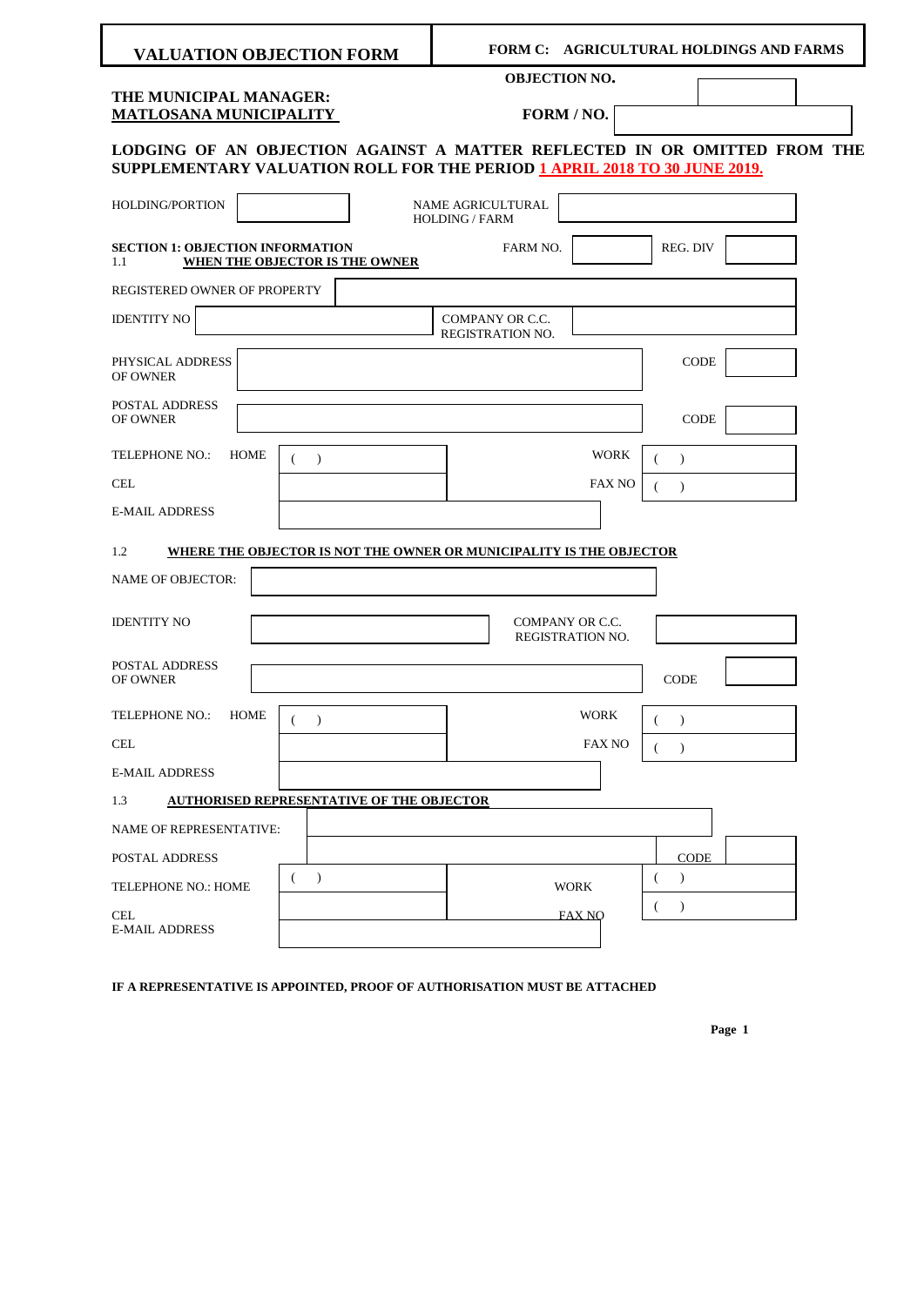| VALUATION OBJECTION FORM | FORM C: AGRICULTURAL HOLDINGS AND FARMS |
|---|---|

**OBJECTION NO.**

**THE MUNICIPAL MANAGER:**
**MATLOSANA MUNICIPALITY**

**FORM / NO.**

**LODGING OF AN OBJECTION AGAINST A MATTER REFLECTED IN OR OMITTED FROM THE SUPPLEMENTARY VALUATION ROLL FOR THE PERIOD 1 APRIL 2018 TO 30 JUNE 2019.**

| HOLDING/PORTION | | NAME AGRICULTURAL HOLDING / FARM | |
|---|---|---|---|

**SECTION 1: OBJECTION INFORMATION**

**1.1 WHEN THE OBJECTOR IS THE OWNER**

| FARM NO. | | REG. DIV | |
|---|---|---|---|

| | | | |
|---|---|---|---|
| REGISTERED OWNER OF PROPERTY | | | |
| IDENTITY NO | | COMPANY OR C.C. REGISTRATION NO. | |
| PHYSICAL ADDRESS OF OWNER | | CODE | |
| POSTAL ADDRESS OF OWNER | | CODE | |
| TELEPHONE NO.: HOME | ( ) | WORK | ( ) |
| CEL | | FAX NO | ( ) |
| E-MAIL ADDRESS | | | |

**1.2 WHERE THE OBJECTOR IS NOT THE OWNER OR MUNICIPALITY IS THE OBJECTOR**

| | | | |
|---|---|---|---|
| NAME OF OBJECTOR: | | | |
| IDENTITY NO | | COMPANY OR C.C. REGISTRATION NO. | |
| POSTAL ADDRESS OF OWNER | | CODE | |
| TELEPHONE NO.: HOME | ( ) | WORK | ( ) |
| CEL | | FAX NO | ( ) |
| E-MAIL ADDRESS | | | |

**1.3 AUTHORISED REPRESENTATIVE OF THE OBJECTOR**

| | | | |
|---|---|---|---|
| NAME OF REPRESENTATIVE: | | | |
| POSTAL ADDRESS | | CODE | |
| TELEPHONE NO.: HOME | ( ) | WORK | ( ) |
| CEL | | FAX NO | ( ) |
| E-MAIL ADDRESS | | | |

**IF A REPRESENTATIVE IS APPOINTED, PROOF OF AUTHORISATION MUST BE ATTACHED**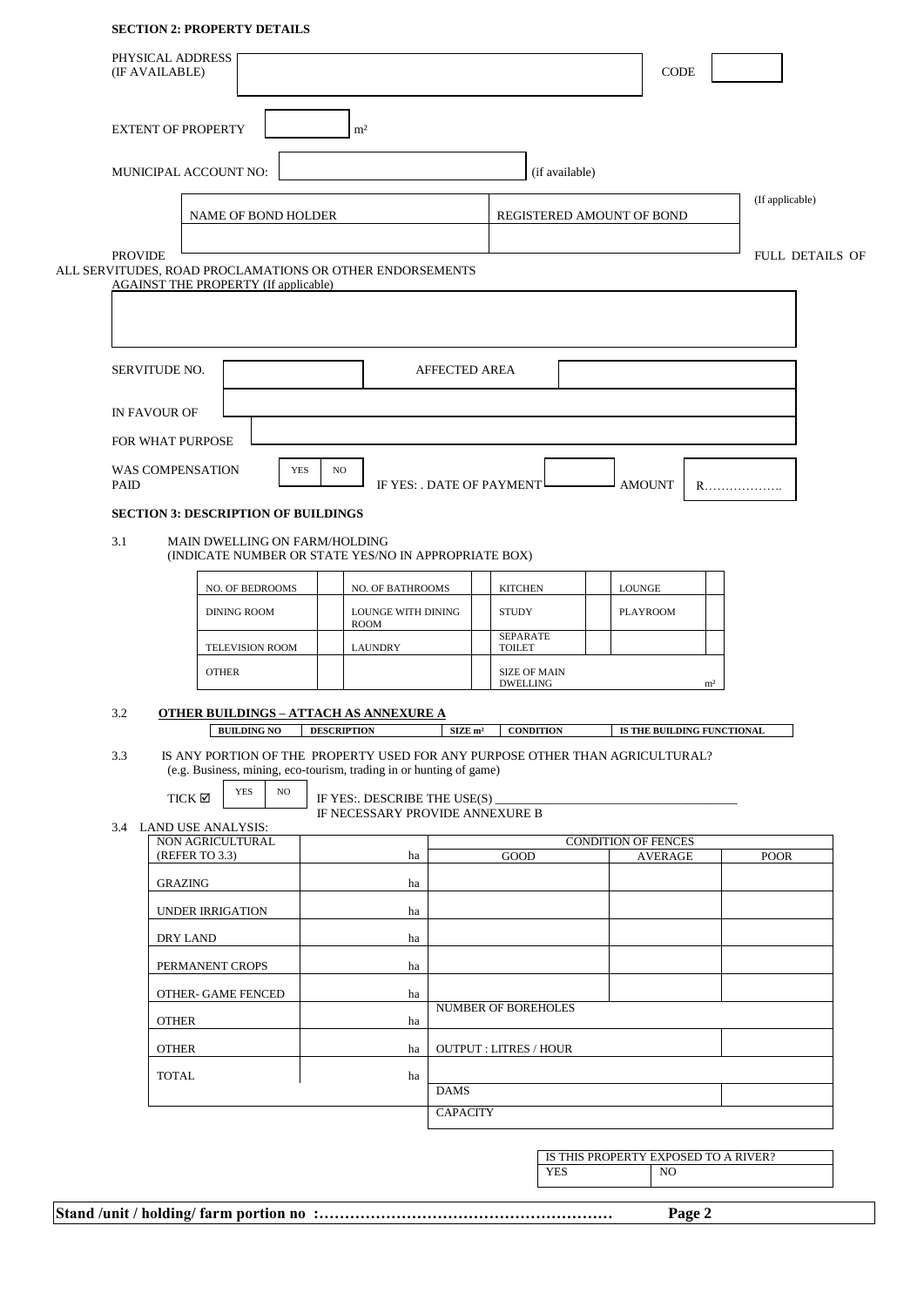**SECTION 2: PROPERTY DETAILS**

PHYSICAL ADDRESS (IF AVAILABLE) | | CODE | |

EXTENT OF PROPERTY | | m²

MUNICIPAL ACCOUNT NO: | | (if available)

(If applicable)

| NAME OF BOND HOLDER | REGISTERED AMOUNT OF BOND |
|---|---|
| | |

PROVIDE FULL DETAILS OF ALL SERVITUDES, ROAD PROCLAMATIONS OR OTHER ENDORSEMENTS AGAINST THE PROPERTY (If applicable)

| |
|---|
| |

| SERVITUDE NO. | | AFFECTED AREA | |
|---|---|---|---|
| IN FAVOUR OF | | | |
| FOR WHAT PURPOSE | | | |

WAS COMPENSATION PAID | YES | NO | IF YES: . DATE OF PAYMENT | | AMOUNT | R……………….

**SECTION 3: DESCRIPTION OF BUILDINGS**

3.1 MAIN DWELLING ON FARM/HOLDING
(INDICATE NUMBER OR STATE YES/NO IN APPROPRIATE BOX)

| NO. OF BEDROOMS | | NO. OF BATHROOMS | | KITCHEN | | LOUNGE | |
|---|---|---|---|---|---|---|---|
| DINING ROOM | | LOUNGE WITH DINING ROOM | | STUDY | | PLAYROOM | |
| TELEVISION ROOM | | LAUNDRY | | SEPARATE TOILET | | | |
| OTHER | | | | SIZE OF MAIN DWELLING | | m² | |

3.2 **OTHER BUILDINGS – ATTACH AS ANNEXURE A**

| BUILDING NO | DESCRIPTION | SIZE m² | CONDITION | IS THE BUILDING FUNCTIONAL |
|---|---|---|---|---|

3.3 IS ANY PORTION OF THE PROPERTY USED FOR ANY PURPOSE OTHER THAN AGRICULTURAL?
(e.g. Business, mining, eco-tourism, trading in or hunting of game)

TICK ☑ | YES | NO | IF YES:. DESCRIBE THE USE(S) ______________________________________
IF NECESSARY PROVIDE ANNEXURE B

3.4 LAND USE ANALYSIS:

| NON AGRICULTURAL (REFER TO 3.3) | ha | CONDITION OF FENCES | | |
|---|---|---|---|---|
| | | GOOD | AVERAGE | POOR |
| GRAZING | ha | | | |
| UNDER IRRIGATION | ha | | | |
| DRY LAND | ha | | | |
| PERMANENT CROPS | ha | | | |
| OTHER- GAME FENCED | ha | | | |
| OTHER | ha | NUMBER OF BOREHOLES | | |
| OTHER | ha | OUTPUT : LITRES / HOUR | | |
| TOTAL | ha | | | |
| | | DAMS | | |
| | | CAPACITY | | |

| IS THIS PROPERTY EXPOSED TO A RIVER? | |
|---|---|
| YES | NO |

**Stand /unit / holding/ farm portion no :…………………………………………………**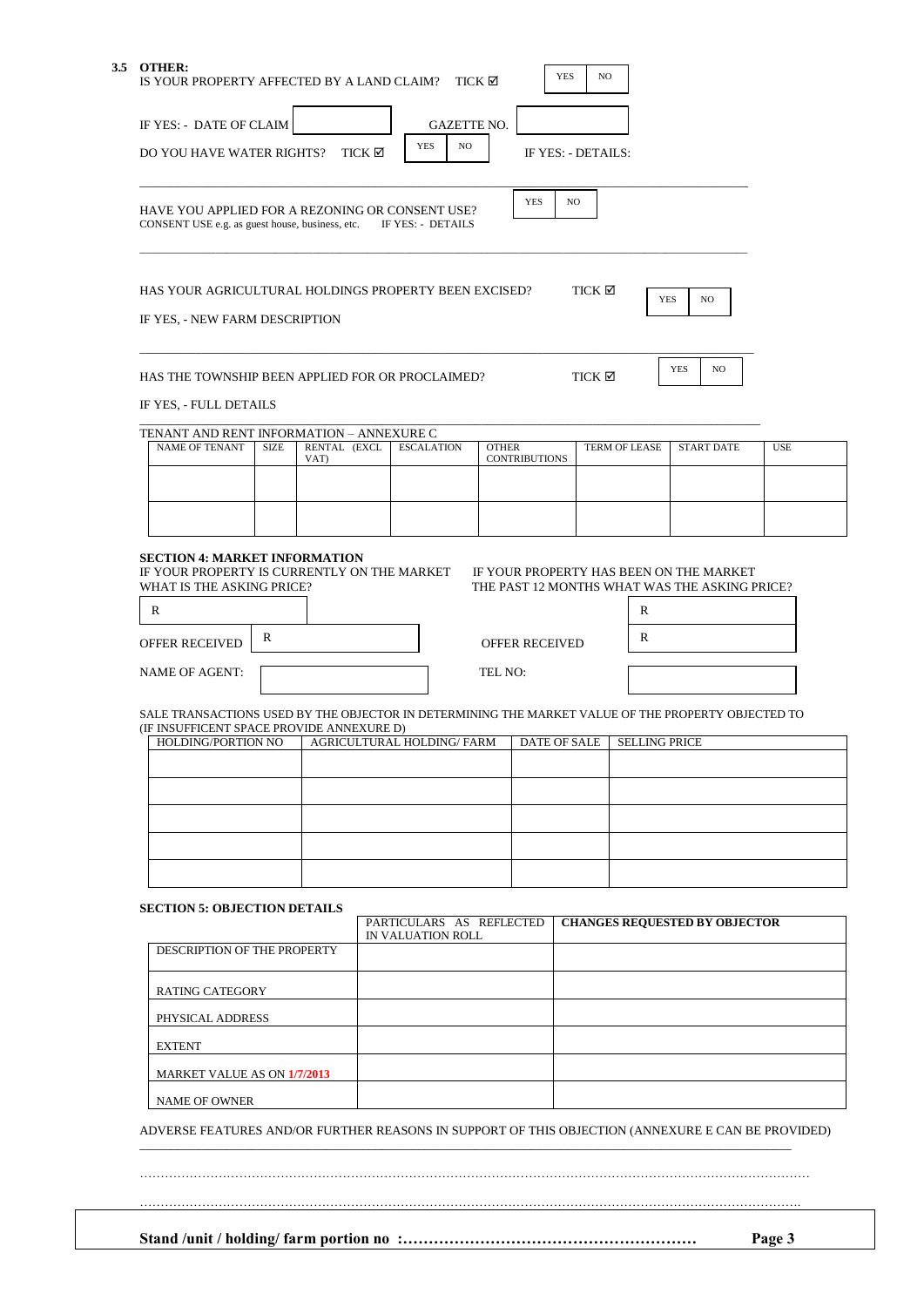### 3.5 OTHER:

IS YOUR PROPERTY AFFECTED BY A LAND CLAIM? TICK ☑ | YES | NO |

IF YES: - DATE OF CLAIM ________ GAZETTE NO. ________

DO YOU HAVE WATER RIGHTS? TICK ☑ | YES | NO | IF YES: - DETAILS:

________________________________________________________________

HAVE YOU APPLIED FOR A REZONING OR CONSENT USE? | YES | NO |
CONSENT USE e.g. as guest house, business, etc. IF YES: - DETAILS

________________________________________________________________

HAS YOUR AGRICULTURAL HOLDINGS PROPERTY BEEN EXCISED? TICK ☑ | YES | NO |

IF YES, - NEW FARM DESCRIPTION

________________________________________________________________

HAS THE TOWNSHIP BEEN APPLIED FOR OR PROCLAIMED? TICK ☑ | YES | NO |

IF YES, - FULL DETAILS

________________________________________________________________

TENANT AND RENT INFORMATION – ANNEXURE C

| NAME OF TENANT | SIZE | RENTAL (EXCL VAT) | ESCALATION | OTHER CONTRIBUTIONS | TERM OF LEASE | START DATE | USE |
|---|---|---|---|---|---|---|---|
| | | | | | | | |
| | | | | | | | |

## SECTION 4: MARKET INFORMATION

IF YOUR PROPERTY IS CURRENTLY ON THE MARKET WHAT IS THE ASKING PRICE?

R ________

OFFER RECEIVED R ________

IF YOUR PROPERTY HAS BEEN ON THE MARKET THE PAST 12 MONTHS WHAT WAS THE ASKING PRICE?

R ________

OFFER RECEIVED R ________

NAME OF AGENT: ________ TEL NO: ________

SALE TRANSACTIONS USED BY THE OBJECTOR IN DETERMINING THE MARKET VALUE OF THE PROPERTY OBJECTED TO (IF INSUFFICENT SPACE PROVIDE ANNEXURE D)

| HOLDING/PORTION NO | AGRICULTURAL HOLDING/ FARM | DATE OF SALE | SELLING PRICE |
|---|---|---|---|
| | | | |
| | | | |
| | | | |
| | | | |
| | | | |

## SECTION 5: OBJECTION DETAILS

| | PARTICULARS AS REFLECTED IN VALUATION ROLL | CHANGES REQUESTED BY OBJECTOR |
|---|---|---|
| DESCRIPTION OF THE PROPERTY | | |
| RATING CATEGORY | | |
| PHYSICAL ADDRESS | | |
| EXTENT | | |
| MARKET VALUE AS ON 1/7/2013 | | |
| NAME OF OWNER | | |

ADVERSE FEATURES AND/OR FURTHER REASONS IN SUPPORT OF THIS OBJECTION (ANNEXURE E CAN BE PROVIDED)

________________________________________________________________

…………………………………………………………………………………………………………………………………………

…………………………………………………………………………………………………………………………………………

**Stand /unit / holding/ farm portion no :…………………………………………………**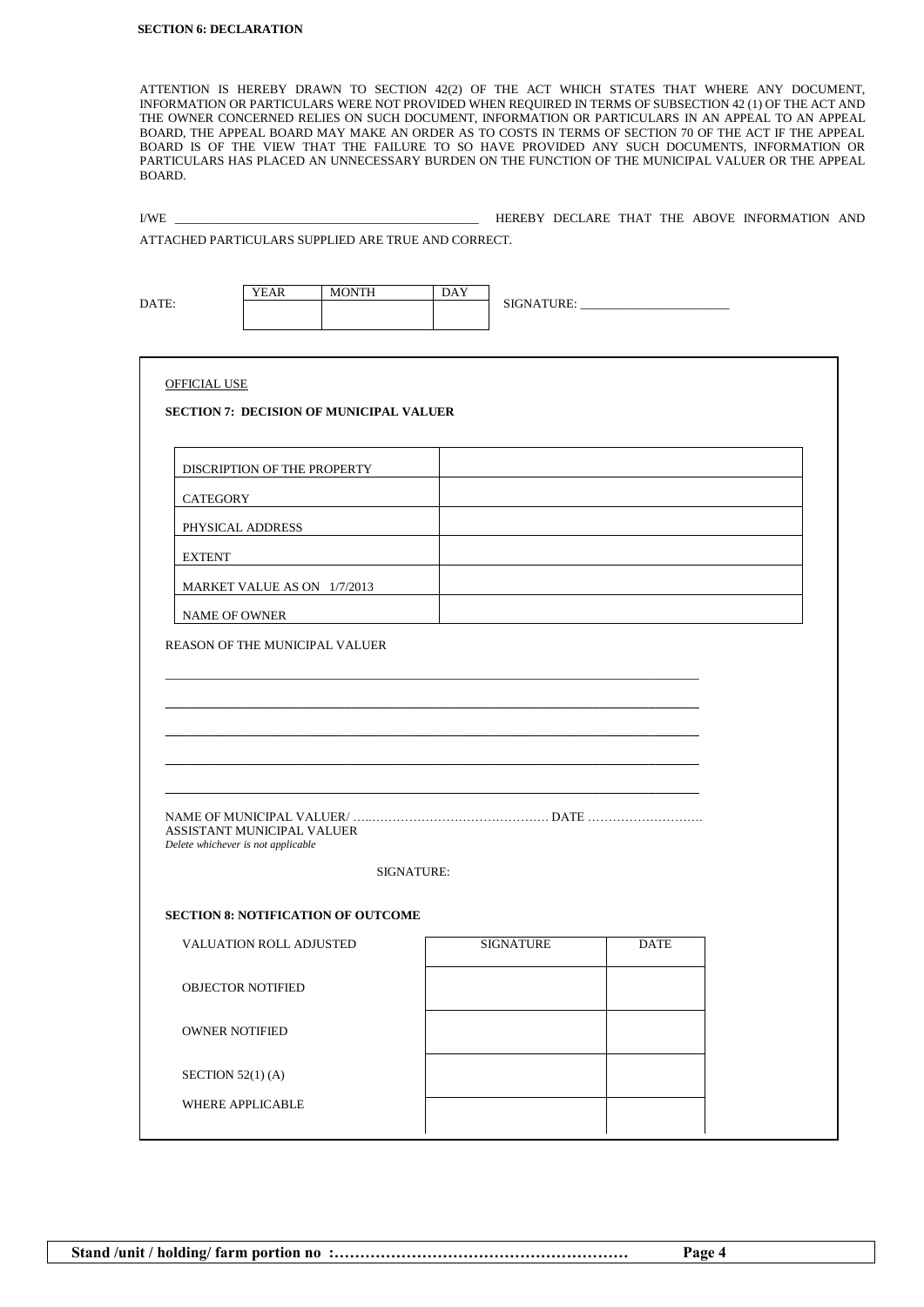**SECTION 6: DECLARATION**

ATTENTION IS HEREBY DRAWN TO SECTION 42(2) OF THE ACT WHICH STATES THAT WHERE ANY DOCUMENT, INFORMATION OR PARTICULARS WERE NOT PROVIDED WHEN REQUIRED IN TERMS OF SUBSECTION 42 (1) OF THE ACT AND THE OWNER CONCERNED RELIES ON SUCH DOCUMENT, INFORMATION OR PARTICULARS IN AN APPEAL TO AN APPEAL BOARD, THE APPEAL BOARD MAY MAKE AN ORDER AS TO COSTS IN TERMS OF SECTION 70 OF THE ACT IF THE APPEAL BOARD IS OF THE VIEW THAT THE FAILURE TO SO HAVE PROVIDED ANY SUCH DOCUMENTS, INFORMATION OR PARTICULARS HAS PLACED AN UNNECESSARY BURDEN ON THE FUNCTION OF THE MUNICIPAL VALUER OR THE APPEAL BOARD.

I/WE ________________________________________________ HEREBY DECLARE THAT THE ABOVE INFORMATION AND ATTACHED PARTICULARS SUPPLIED ARE TRUE AND CORRECT.

DATE:

| YEAR | MONTH | DAY |
|---|---|---|
| | | |

SIGNATURE: ________________________

OFFICIAL USE

**SECTION 7: DECISION OF MUNICIPAL VALUER**

| | |
|---|---|
| DISCRIPTION OF THE PROPERTY | |
| CATEGORY | |
| PHYSICAL ADDRESS | |
| EXTENT | |
| MARKET VALUE AS ON 1/7/2013 | |
| NAME OF OWNER | |

REASON OF THE MUNICIPAL VALUER

___________________________________________________________________________________

___________________________________________________________________________________

___________________________________________________________________________________

___________________________________________________________________________________

___________________________________________________________________________________

NAME OF MUNICIPAL VALUER/ ………………………………………… DATE ……………………….
ASSISTANT MUNICIPAL VALUER
*Delete whichever is not applicable*

SIGNATURE:

**SECTION 8: NOTIFICATION OF OUTCOME**

| VALUATION ROLL ADJUSTED | SIGNATURE | DATE |
|---|---|---|
| OBJECTOR NOTIFIED | | |
| OWNER NOTIFIED | | |
| SECTION 52(1) (A) | | |
| WHERE APPLICABLE | | |

**Stand /unit / holding/ farm portion no :…………………………………………………**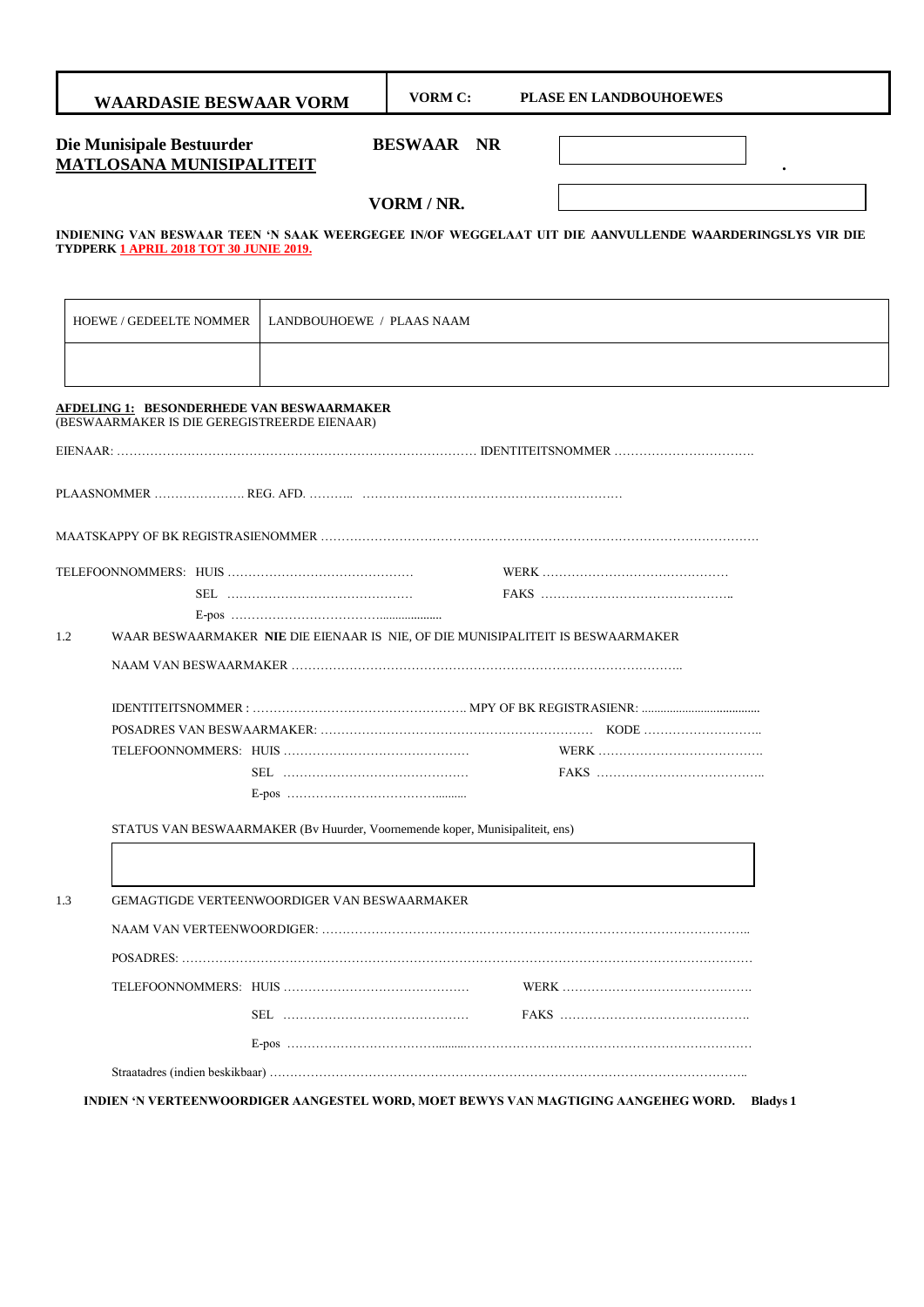| WAARDASIE BESWAAR VORM | VORM C: PLASE EN LANDBOUHOEWES |
|---|---|

**Die Munisipale Bestuurder**
**MATLOSANA MUNISIPALITEIT**

**BESWAAR NR** 

**VORM / NR.** 

**INDIENING VAN BESWAAR TEEN 'N SAAK WEERGEGEE IN/OF WEGGELAAT UIT DIE AANVULLENDE WAARDERINGSLYS VIR DIE TYDPERK 1 APRIL 2018 TOT 30 JUNIE 2019.**

| HOEWE / GEDEELTE NOMMER | LANDBOUHOEWE / PLAAS NAAM |
|---|---|
| | |

**AFDELING 1: BESONDERHEDE VAN BESWAARMAKER**
(BESWAARMAKER IS DIE GEREGISTREERDE EIENAAR)

EIENAAR: ……………………………………………………………………………… IDENTITEITSNOMMER ……………………………

PLAASNOMMER …………………. REG. AFD. ……….. ………………………………………………………

MAATSKAPPY OF BK REGISTRASIENOMMER ………………………………………………………………………………………

TELEFOONNOMMERS: HUIS ……………………………………… WERK ………………………………………

SEL ……………………………………… FAKS ………………………………………..

E-pos ………………………………………..

1.2 WAAR BESWAARMAKER **NIE** DIE EIENAAR IS NIE, OF DIE MUNISIPALITEIT IS BESWAARMAKER

NAAM VAN BESWAARMAKER ……………………………………………………………………………………..

IDENTITEITSNOMMER : …………………………………………… MPY OF BK REGISTRASIENR: ………………………………

POSADRES VAN BESWAARMAKER: ………………………………………………………… KODE ………………………..

TELEFOONNOMMERS: HUIS ……………………………………… WERK …………………………………

SEL ……………………………………… FAKS …………………………………..

E-pos ………………………………………

STATUS VAN BESWAARMAKER (Bv Huurder, Voornemende koper, Munisipaliteit, ens)

1.3 GEMAGTIGDE VERTEENWOORDIGER VAN BESWAARMAKER

NAAM VAN VERTEENWOORDIGER: ……………………………………………………………………………………..

POSADRES: ……………………………………………………………………………………………………………………

TELEFOONNOMMERS: HUIS ……………………………………… WERK ………………………………………

SEL ……………………………………… FAKS ………………………………………

E-pos ……………………………………………………………………………………………………

Straatadres (indien beskikbaar) ……………………………………………………………………………………………..

**INDIEN 'N VERTEENWOORDIGER AANGESTEL WORD, MOET BEWYS VAN MAGTIGING AANGEHEG WORD.**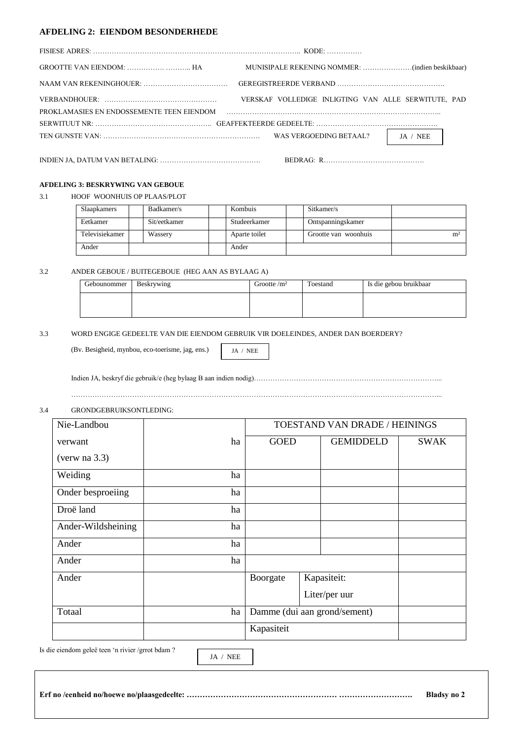## AFDELING 2: EIENDOM BESONDERHEDE

FISIESE ADRES: …………………………………………………………………………….. KODE: ……………

GROOTTE VAN EIENDOM: ……………. ……….. HA MUNISIPALE REKENING NOMMER: …………………(indien beskikbaar)

NAAM VAN REKENINGHOUER: ……………………………… GEREGISTREERDE VERBAND ……………………………………….

VERBANDHOUER: ………………………………………… VERSKAF VOLLEDIGE INLIGTING VAN ALLE SERWITUTE, PAD PROKLAMASIES EN ENDOSSEMENTE TEEN EIENDOM ……………………………………………………………………………..

SERWITUUT NR: ………………………………………….. GEAFFEKTEERDE GEDEELTE: ……………………………………………

TEN GUNSTE VAN: ……………………………………………………………. WAS VERGOEDING BETAAL? JA / NEE

INDIEN JA, DATUM VAN BETALING: ……………………………………. BEDRAG: R…………………………………….

### AFDELING 3: BESKRYWING VAN GEBOUE

3.1 HOOF WOONHUIS OP PLAAS/PLOT

| Slaapkamers | | Badkamer/s | | Kombuis | | Sitkamer/s | |
|---|---|---|---|---|---|---|---|
| Eetkamer | | Sit/eetkamer | | Studeerkamer | | Ontspanningskamer | |
| Televisiekamer | | Wassery | | Aparte toilet | | Grootte van woonhuis | m² |
| Ander | | | | Ander | | | |

3.2 ANDER GEBOUE / BUITEGEBOUE (HEG AAN AS BYLAAG A)

| Gebounommer | Beskrywing | Grootte /m² | Toestand | Is die gebou bruikbaar |
|---|---|---|---|---|
| | | | | |

3.3 WORD ENGIGE GEDEELTE VAN DIE EIENDOM GEBRUIK VIR DOELEINDES, ANDER DAN BOERDERY?

(Bv. Besigheid, mynbou, eco-toerisme, jag, ens.) JA / NEE

Indien JA, beskryf die gebruik/e (heg bylaag B aan indien nodig)…………………………………………………………………………...

……………………………………………………………………………………………………………………………………………...

3.4 GRONDGEBRUIKSONTLEDING:

| Nie-Landbou verwant (verw na 3.3) | ha | TOESTAND VAN DRADE / HEININGS | | |
|---|---|---|---|---|
| | | GOED | GEMIDDELD | SWAK |
| Weiding | ha | | | |
| Onder besproeiing | ha | | | |
| Droë land | ha | | | |
| Ander-Wildsheining | ha | | | |
| Ander | ha | | | |
| Ander | ha | | | |
| Ander | | Boorgate | Kapasiteit: Liter/per uur | |
| Totaal | ha | Damme (dui aan grond/sement) | | |
| | | Kapasiteit | | |

Is die eiendom geleë teen 'n rivier /grrot bdam ? JA / NEE

**Erf no /eenheid no/hoewe no/plaasgedeelte: ………………………………………………… ………………………. Bladsy no 2**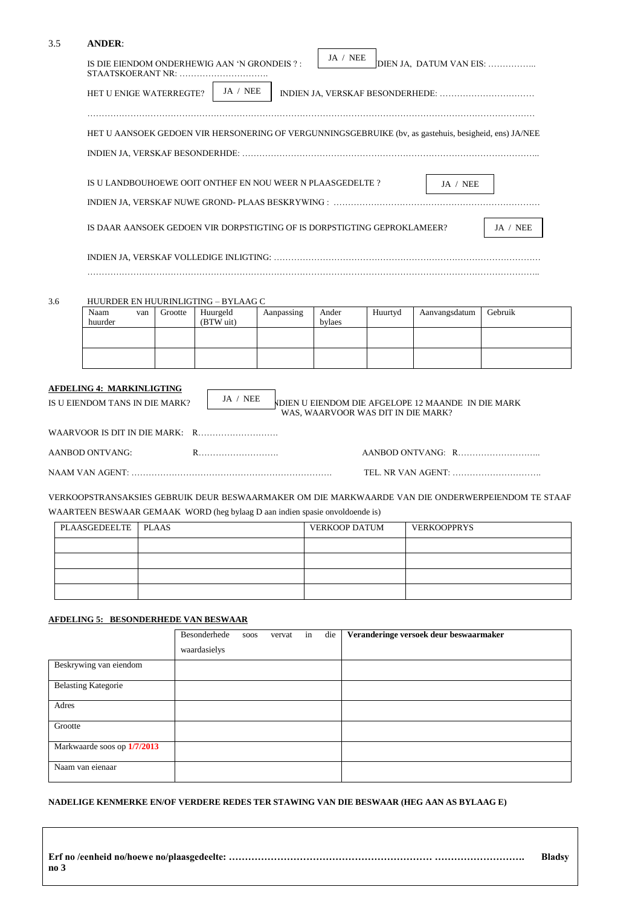3.5 **ANDER**:

IS DIE EIENDOM ONDERHEWIG AAN 'N GRONDEIS ? : JA / NEE INDIEN JA, DATUM VAN EIS: ……………..
STAATSKOERANT NR: …………………………..

HET U ENIGE WATERREGTE? JA / NEE INDIEN JA, VERSKAF BESONDERHEDE: ……………………………

…………………………………………………………………………………………………………………………………………

HET U AANSOEK GEDOEN VIR HERSONERING OF VERGUNNINGSGEBRUIKE (bv, as gastehuis, besigheid, ens) JA/NEE

INDIEN JA, VERSKAF BESONDERHDE: ………………………………………………………………………………………..

IS U LANDBOUHOEWE OOIT ONTHEF EN NOU WEER N PLAASGEDELTE ? JA / NEE

INDIEN JA, VERSKAF NUWE GROND- PLAAS BESKRYWING : ……………………………………………………………

IS DAAR AANSOEK GEDOEN VIR DORPSTIGTING OF IS DORPSTIGTING GEPROKLAMEER? JA / NEE

INDIEN JA, VERSKAF VOLLEDIGE INLIGTING: …………………………………………………………………………………

…………………………………………………………………………………………………………………………………………..

3.6 HUURDER EN HUURINLIGTING – BYLAAG C

| Naam van huurder | Grootte | Huurgeld (BTW uit) | Aanpassing | Ander bylaes | Huurtyd | Aanvangsdatum | Gebruik |
|---|---|---|---|---|---|---|---|
| | | | | | | | |
| | | | | | | | |

**AFDELING 4: MARKINLIGTING**

IS U EIENDOM TANS IN DIE MARK? JA / NEE INDIEN U EIENDOM DIE AFGELOPE 12 MAANDE IN DIE MARK WAS, WAARVOOR WAS DIT IN DIE MARK?

WAARVOOR IS DIT IN DIE MARK: R……………………….

AANBOD ONTVANG: R………………………. AANBOD ONTVANG: R………………………..

NAAM VAN AGENT: ………………………………………………………………. TEL. NR VAN AGENT: …………………………..

VERKOOPSTRANSAKSIES GEBRUIK DEUR BESWAARMAKER OM DIE MARKWAARDE VAN DIE ONDERWERPEIENDOM TE STAAF WAARTEEN BESWAAR GEMAAK WORD (heg bylaag D aan indien spasie onvoldoende is)

| PLAASGEDEELTE | PLAAS | VERKOOP DATUM | VERKOOPPRYS |
|---|---|---|---|
| | | | |
| | | | |
| | | | |
| | | | |

**AFDELING 5: BESONDERHEDE VAN BESWAAR**

| | Besonderhede soos vervat in die waardasielys | **Veranderinge versoek deur beswaarmaker** |
|---|---|---|
| Beskrywing van eiendom | | |
| Belasting Kategorie | | |
| Adres | | |
| Grootte | | |
| Markwaarde soos op 1/7/2013 | | |
| Naam van eienaar | | |

**NADELIGE KENMERKE EN/OF VERDERE REDES TER STAWING VAN DIE BESWAAR (HEG AAN AS BYLAAG E)**

**Erf no /eenheid no/hoewe no/plaasgedeelte: ……………………………………………………… ………………………. Bladsy no 3**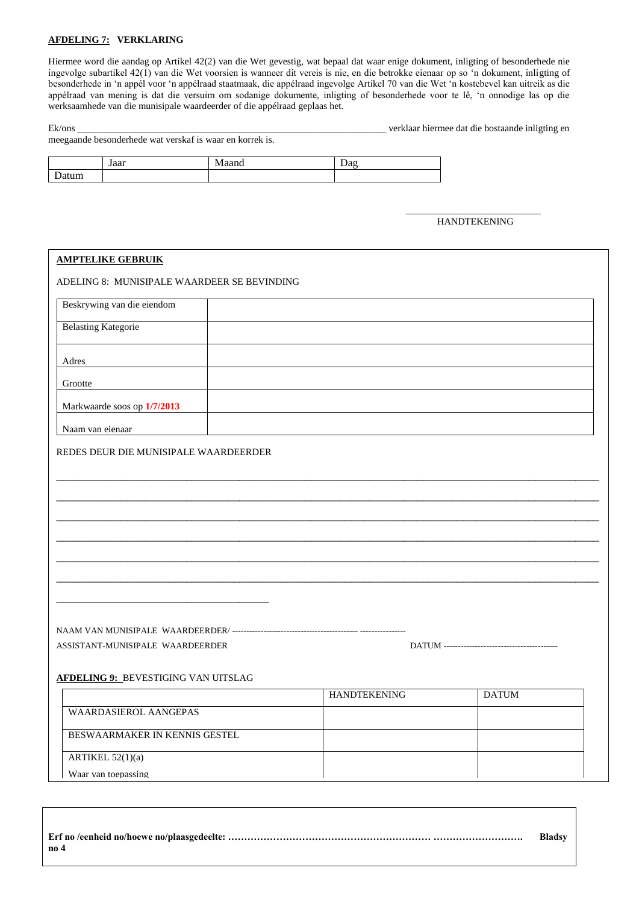**AFDELING 7: VERKLARING**

Hiermee word die aandag op Artikel 42(2) van die Wet gevestig, wat bepaal dat waar enige dokument, inligting of besonderhede nie ingevolge subartikel 42(1) van die Wet voorsien is wanneer dit vereis is nie, en die betrokke eienaar op so 'n dokument, inligting of besonderhede in 'n appél voor 'n appélraad staatmaak, die appélraad ingevolge Artikel 70 van die Wet 'n kostebevel kan uitreik as die appélraad van mening is dat die versuim om sodanige dokumente, inligting of besonderhede voor te lê, 'n onnodige las op die werksaamhede van die munisipale waardeerder of die appélraad geplaas het.

Ek/ons ___________________________________________________________________ verklaar hiermee dat die bostaande inligting en meegaande besonderhede wat verskaf is waar en korrek is.

| | Jaar | Maand | Dag |
|---|---|---|---|
| Datum | | | |

___________________________
HANDTEKENING

**AMPTELIKE GEBRUIK**

ADELING 8: MUNISIPALE WAARDEER SE BEVINDING

| | |
|---|---|
| Beskrywing van die eiendom | |
| Belasting Kategorie | |
| Adres | |
| Grootte | |
| Markwaarde soos op **1/7/2013** | |
| Naam van eienaar | |

REDES DEUR DIE MUNISIPALE WAARDEERDER

______________________________________________________________________________________________

______________________________________________________________________________________________

______________________________________________________________________________________________

______________________________________________________________________________________________

______________________________________________________________________________________________

______________________________________________________________________________________________

____________________________________________

NAAM VAN MUNISIPALE WAARDEERDER/ ---------------------------------------------- ----------------
ASSISTANT-MUNISIPALE WAARDEERDER DATUM -----------------------------------------

**AFDELING 9:** BEVESTIGING VAN UITSLAG

| | HANDTEKENING | DATUM |
|---|---|---|
| WAARDASIEROL AANGEPAS | | |
| BESWAARMAKER IN KENNIS GESTEL | | |
| ARTIKEL 52(1)(a) Waar van toepassing | | |

**Erf no /eenheid no/hoewe no/plaasgedeelte: ………………………………………………………… ……………………….**